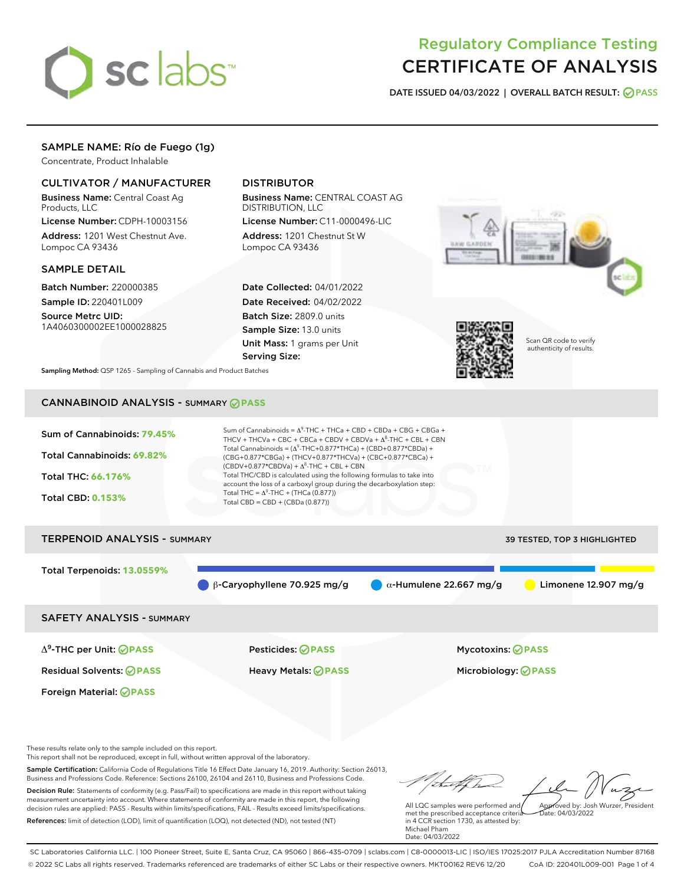# Regulatory Compliance Testing
# CERTIFICATE OF ANALYSIS

**DATE ISSUED 04/03/2022 | OVERALL BATCH RESULT: PASS**

## SAMPLE NAME: Río de Fuego (1g)

Concentrate, Product Inhalable

### CULTIVATOR / MANUFACTURER

**Business Name:** Central Coast Ag Products, LLC

**License Number:** CDPH-10003156

**Address:** 1201 West Chestnut Ave. Lompoc CA 93436

### DISTRIBUTOR

**Business Name:** CENTRAL COAST AG DISTRIBUTION, LLC

**License Number:** C11-0000496-LIC

**Address:** 1201 Chestnut St W Lompoc CA 93436

### SAMPLE DETAIL

**Batch Number:** 220000385

**Sample ID:** 220401L009

**Source Metrc UID:** 1A4060300002EE1000028825

**Date Collected:** 04/01/2022

**Date Received:** 04/02/2022

**Batch Size:** 2809.0 units

**Sample Size:** 13.0 units

**Unit Mass:** 1 grams per Unit

**Serving Size:**

Scan QR code to verify authenticity of results.

**Sampling Method:** QSP 1265 - Sampling of Cannabis and Product Batches

## CANNABINOID ANALYSIS - SUMMARY PASS

**Sum of Cannabinoids:** 79.45%

**Total Cannabinoids:** 69.82%

**Total THC:** 66.176%

**Total CBD:** 0.153%

Sum of Cannabinoids = $\Delta^9$-THC + THCa + CBD + CBDa + CBG + CBGa + THCV + THCVa + CBC + CBCa + CBDV + CBDVa + $\Delta^8$-THC + CBL + CBN

Total Cannabinoids = ($\Delta^9$-THC+0.877*THCa) + (CBD+0.877*CBDa) + (CBG+0.877*CBGa) + (THCV+0.877*THCVa) + (CBC+0.877*CBCa) + (CBDV+0.877*CBDVa) + $\Delta^8$-THC + CBL + CBN

Total THC/CBD is calculated using the following formulas to take into account the loss of a carboxyl group during the decarboxylation step:

Total THC = $\Delta^9$-THC + (THCa (0.877))

Total CBD = CBD + (CBDa (0.877))

## TERPENOID ANALYSIS - SUMMARY

39 TESTED, TOP 3 HIGHLIGHTED

**Total Terpenoids:** 13.0559%

β-Caryophyllene 70.925 mg/g

α-Humulene 22.667 mg/g

Limonene 12.907 mg/g

## SAFETY ANALYSIS - SUMMARY

| | | |
|---|---|---|
| $\Delta^9$-THC per Unit: PASS | Pesticides: PASS | Mycotoxins: PASS |
| Residual Solvents: PASS | Heavy Metals: PASS | Microbiology: PASS |
| Foreign Material: PASS | | |

These results relate only to the sample included on this report.
This report shall not be reproduced, except in full, without written approval of the laboratory.

**Sample Certification:** California Code of Regulations Title 16 Effect Date January 16, 2019. Authority: Section 26013, Business and Professions Code. Reference: Sections 26100, 26104 and 26110, Business and Professions Code.

**Decision Rule:** Statements of conformity (e.g. Pass/Fail) to specifications are made in this report without taking measurement uncertainty into account. Where statements of conformity are made in this report, the following decision rules are applied: PASS - Results within limits/specifications, FAIL - Results exceed limits/specifications.

**References:** limit of detection (LOD), limit of quantification (LOQ), not detected (ND), not tested (NT)

All LQC samples were performed and met the prescribed acceptance criteria in 4 CCR section 1730, as attested by: Michael Pham
Date: 04/03/2022

Approved by: Josh Wurzer, President
Date: 04/03/2022

SC Laboratories California LLC. | 100 Pioneer Street, Suite E, Santa Cruz, CA 95060 | 866-435-0709 | sclabs.com | C8-0000013-LIC | ISO/IES 17025:2017 PJLA Accreditation Number 87168
© 2022 SC Labs all rights reserved. Trademarks referenced are trademarks of either SC Labs or their respective owners. MKT00162 REV6 12/20 CoA ID: 220401L009-001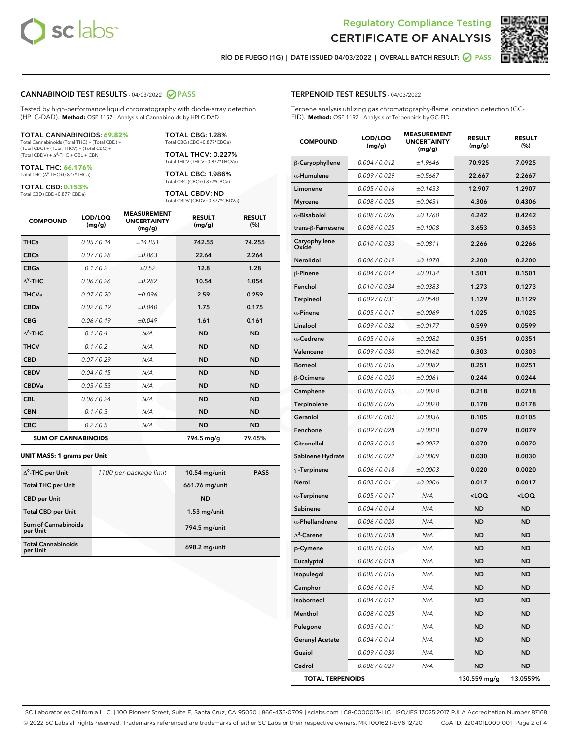Regulatory Compliance Testing

# CERTIFICATE OF ANALYSIS

RÍO DE FUEGO (1G) | DATE ISSUED 04/03/2022 | OVERALL BATCH RESULT: PASS

## CANNABINOID TEST RESULTS - 04/03/2022 PASS

Tested by high-performance liquid chromatography with diode-array detection (HPLC-DAD). **Method:** QSP 1157 - Analysis of Cannabinoids by HPLC-DAD

**TOTAL CANNABINOIDS: 69.82%**
Total Cannabinoids (Total THC) + (Total CBD) + (Total CBG) + (Total THCV) + (Total CBC) + (Total CBDV) + $\Delta^8$-THC + CBL + CBN

**TOTAL THC: 66.176%**
Total THC ($\Delta^9$-THC+0.877*THCa)

**TOTAL CBD: 0.153%**
Total CBD (CBD+0.877*CBDa)

**TOTAL CBG: 1.28%**
Total CBG (CBG+0.877*CBGa)

**TOTAL THCV: 0.227%**
Total THCV (THCV+0.877*THCVa)

**TOTAL CBC: 1.986%**
Total CBC (CBC+0.877*CBCa)

**TOTAL CBDV: ND**
Total CBDV (CBDV+0.877*CBDVa)

| COMPOUND | LOD/LOQ (mg/g) | MEASUREMENT UNCERTAINTY (mg/g) | RESULT (mg/g) | RESULT (%) |
|---|---|---|---|---|
| THCa | 0.05 / 0.14 | ±14.851 | 742.55 | 74.255 |
| CBCa | 0.07 / 0.28 | ±0.863 | 22.64 | 2.264 |
| CBGa | 0.1 / 0.2 | ±0.52 | 12.8 | 1.28 |
| $\Delta^9$-THC | 0.06 / 0.26 | ±0.282 | 10.54 | 1.054 |
| THCVa | 0.07 / 0.20 | ±0.096 | 2.59 | 0.259 |
| CBDa | 0.02 / 0.19 | ±0.040 | 1.75 | 0.175 |
| CBG | 0.06 / 0.19 | ±0.049 | 1.61 | 0.161 |
| $\Delta^8$-THC | 0.1 / 0.4 | N/A | ND | ND |
| THCV | 0.1 / 0.2 | N/A | ND | ND |
| CBD | 0.07 / 0.29 | N/A | ND | ND |
| CBDV | 0.04 / 0.15 | N/A | ND | ND |
| CBDVa | 0.03 / 0.53 | N/A | ND | ND |
| CBL | 0.06 / 0.24 | N/A | ND | ND |
| CBN | 0.1 / 0.3 | N/A | ND | ND |
| CBC | 0.2 / 0.5 | N/A | ND | ND |
| **SUM OF CANNABINOIDS** | | | 794.5 mg/g | 79.45% |

**UNIT MASS: 1 grams per Unit**

| | | | |
|---|---|---|---|
| $\Delta^9$-THC per Unit | 1100 per-package limit | 10.54 mg/unit | PASS |
| Total THC per Unit | | 661.76 mg/unit | |
| CBD per Unit | | ND | |
| Total CBD per Unit | | 1.53 mg/unit | |
| Sum of Cannabinoids per Unit | | 794.5 mg/unit | |
| Total Cannabinoids per Unit | | 698.2 mg/unit | |

## TERPENOID TEST RESULTS - 04/03/2022

Terpene analysis utilizing gas chromatography-flame ionization detection (GC-FID). **Method:** QSP 1192 - Analysis of Terpenoids by GC-FID

| COMPOUND | LOD/LOQ (mg/g) | MEASUREMENT UNCERTAINTY (mg/g) | RESULT (mg/g) | RESULT (%) |
|---|---|---|---|---|
| β-Caryophyllene | 0.004 / 0.012 | ±1.9646 | 70.925 | 7.0925 |
| α-Humulene | 0.009 / 0.029 | ±0.5667 | 22.667 | 2.2667 |
| Limonene | 0.005 / 0.016 | ±0.1433 | 12.907 | 1.2907 |
| Myrcene | 0.008 / 0.025 | ±0.0431 | 4.306 | 0.4306 |
| α-Bisabolol | 0.008 / 0.026 | ±0.1760 | 4.242 | 0.4242 |
| trans-β-Farnesene | 0.008 / 0.025 | ±0.1008 | 3.653 | 0.3653 |
| Caryophyllene Oxide | 0.010 / 0.033 | ±0.0811 | 2.266 | 0.2266 |
| Nerolidol | 0.006 / 0.019 | ±0.1078 | 2.200 | 0.2200 |
| β-Pinene | 0.004 / 0.014 | ±0.0134 | 1.501 | 0.1501 |
| Fenchol | 0.010 / 0.034 | ±0.0383 | 1.273 | 0.1273 |
| Terpineol | 0.009 / 0.031 | ±0.0540 | 1.129 | 0.1129 |
| α-Pinene | 0.005 / 0.017 | ±0.0069 | 1.025 | 0.1025 |
| Linalool | 0.009 / 0.032 | ±0.0177 | 0.599 | 0.0599 |
| α-Cedrene | 0.005 / 0.016 | ±0.0082 | 0.351 | 0.0351 |
| Valencene | 0.009 / 0.030 | ±0.0162 | 0.303 | 0.0303 |
| Borneol | 0.005 / 0.016 | ±0.0082 | 0.251 | 0.0251 |
| β-Ocimene | 0.006 / 0.020 | ±0.0061 | 0.244 | 0.0244 |
| Camphene | 0.005 / 0.015 | ±0.0020 | 0.218 | 0.0218 |
| Terpinolene | 0.008 / 0.026 | ±0.0028 | 0.178 | 0.0178 |
| Geraniol | 0.002 / 0.007 | ±0.0036 | 0.105 | 0.0105 |
| Fenchone | 0.009 / 0.028 | ±0.0018 | 0.079 | 0.0079 |
| Citronellol | 0.003 / 0.010 | ±0.0027 | 0.070 | 0.0070 |
| Sabinene Hydrate | 0.006 / 0.022 | ±0.0009 | 0.030 | 0.0030 |
| γ-Terpinene | 0.006 / 0.018 | ±0.0003 | 0.020 | 0.0020 |
| Nerol | 0.003 / 0.011 | ±0.0006 | 0.017 | 0.0017 |
| α-Terpinene | 0.005 / 0.017 | N/A | <LOQ | <LOQ |
| Sabinene | 0.004 / 0.014 | N/A | ND | ND |
| α-Phellandrene | 0.006 / 0.020 | N/A | ND | ND |
| $\Delta^3$-Carene | 0.005 / 0.018 | N/A | ND | ND |
| p-Cymene | 0.005 / 0.016 | N/A | ND | ND |
| Eucalyptol | 0.006 / 0.018 | N/A | ND | ND |
| Isopulegol | 0.005 / 0.016 | N/A | ND | ND |
| Camphor | 0.006 / 0.019 | N/A | ND | ND |
| Isoborneol | 0.004 / 0.012 | N/A | ND | ND |
| Menthol | 0.008 / 0.025 | N/A | ND | ND |
| Pulegone | 0.003 / 0.011 | N/A | ND | ND |
| Geranyl Acetate | 0.004 / 0.014 | N/A | ND | ND |
| Guaiol | 0.009 / 0.030 | N/A | ND | ND |
| Cedrol | 0.008 / 0.027 | N/A | ND | ND |
| **TOTAL TERPENOIDS** | | | 130.559 mg/g | 13.0559% |

SC Laboratories California LLC. | 100 Pioneer Street, Suite E, Santa Cruz, CA 95060 | 866-435-0709 | sclabs.com | C8-0000013-LIC | ISO/IES 17025:2017 PJLA Accreditation Number 87168
© 2022 SC Labs all rights reserved. Trademarks referenced are trademarks of either SC Labs or their respective owners. MKT00162 REV6 12/20 CoA ID: 220401L009-001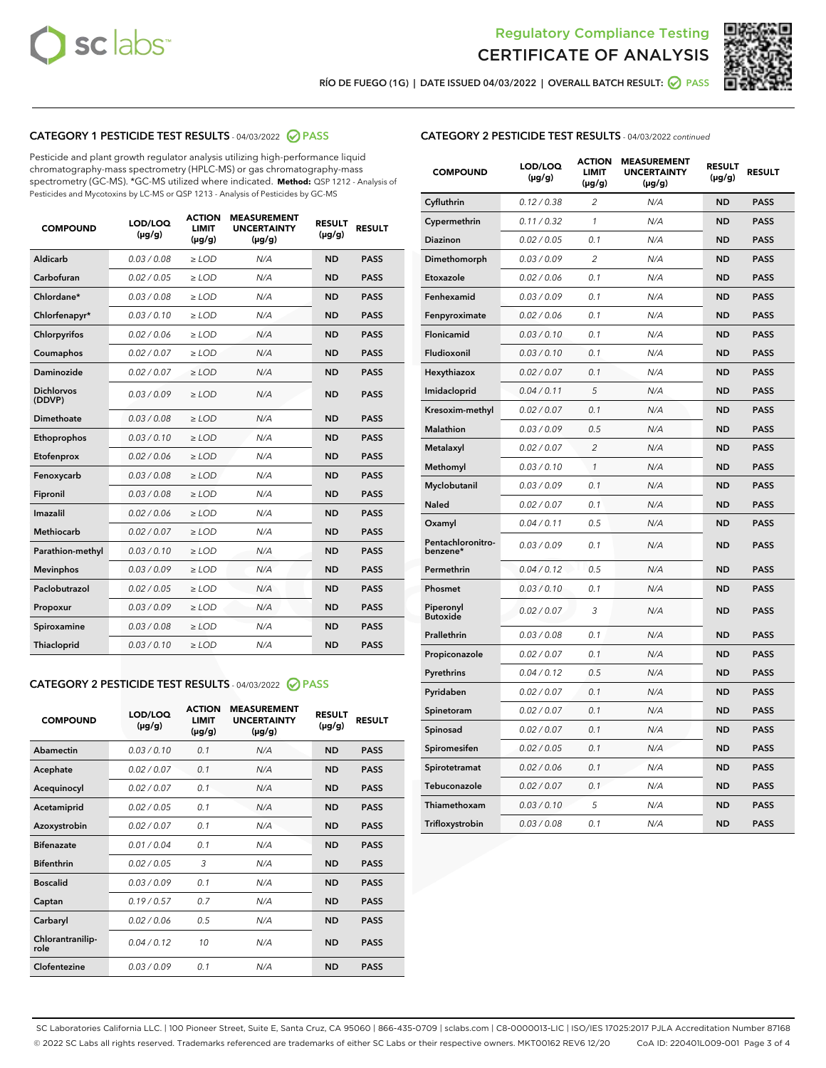Regulatory Compliance Testing

# CERTIFICATE OF ANALYSIS

RÍO DE FUEGO (1G) | DATE ISSUED 04/03/2022 | OVERALL BATCH RESULT: PASS

## CATEGORY 1 PESTICIDE TEST RESULTS - 04/03/2022 PASS

Pesticide and plant growth regulator analysis utilizing high-performance liquid chromatography-mass spectrometry (HPLC-MS) or gas chromatography-mass spectrometry (GC-MS). *GC-MS utilized where indicated. **Method:** QSP 1212 - Analysis of Pesticides and Mycotoxins by LC-MS or QSP 1213 - Analysis of Pesticides by GC-MS

| COMPOUND | LOD/LOQ (µg/g) | ACTION LIMIT (µg/g) | MEASUREMENT UNCERTAINTY (µg/g) | RESULT (µg/g) | RESULT |
|---|---|---|---|---|---|
| Aldicarb | 0.03 / 0.08 | ≥ LOD | N/A | ND | PASS |
| Carbofuran | 0.02 / 0.05 | ≥ LOD | N/A | ND | PASS |
| Chlordane* | 0.03 / 0.08 | ≥ LOD | N/A | ND | PASS |
| Chlorfenapyr* | 0.03 / 0.10 | ≥ LOD | N/A | ND | PASS |
| Chlorpyrifos | 0.02 / 0.06 | ≥ LOD | N/A | ND | PASS |
| Coumaphos | 0.02 / 0.07 | ≥ LOD | N/A | ND | PASS |
| Daminozide | 0.02 / 0.07 | ≥ LOD | N/A | ND | PASS |
| Dichlorvos (DDVP) | 0.03 / 0.09 | ≥ LOD | N/A | ND | PASS |
| Dimethoate | 0.03 / 0.08 | ≥ LOD | N/A | ND | PASS |
| Ethoprophos | 0.03 / 0.10 | ≥ LOD | N/A | ND | PASS |
| Etofenprox | 0.02 / 0.06 | ≥ LOD | N/A | ND | PASS |
| Fenoxycarb | 0.03 / 0.08 | ≥ LOD | N/A | ND | PASS |
| Fipronil | 0.03 / 0.08 | ≥ LOD | N/A | ND | PASS |
| Imazalil | 0.02 / 0.06 | ≥ LOD | N/A | ND | PASS |
| Methiocarb | 0.02 / 0.07 | ≥ LOD | N/A | ND | PASS |
| Parathion-methyl | 0.03 / 0.10 | ≥ LOD | N/A | ND | PASS |
| Mevinphos | 0.03 / 0.09 | ≥ LOD | N/A | ND | PASS |
| Paclobutrazol | 0.02 / 0.05 | ≥ LOD | N/A | ND | PASS |
| Propoxur | 0.03 / 0.09 | ≥ LOD | N/A | ND | PASS |
| Spiroxamine | 0.03 / 0.08 | ≥ LOD | N/A | ND | PASS |
| Thiacloprid | 0.03 / 0.10 | ≥ LOD | N/A | ND | PASS |

## CATEGORY 2 PESTICIDE TEST RESULTS - 04/03/2022 PASS

| COMPOUND | LOD/LOQ (µg/g) | ACTION LIMIT (µg/g) | MEASUREMENT UNCERTAINTY (µg/g) | RESULT (µg/g) | RESULT |
|---|---|---|---|---|---|
| Abamectin | 0.03 / 0.10 | 0.1 | N/A | ND | PASS |
| Acephate | 0.02 / 0.07 | 0.1 | N/A | ND | PASS |
| Acequinocyl | 0.02 / 0.07 | 0.1 | N/A | ND | PASS |
| Acetamiprid | 0.02 / 0.05 | 0.1 | N/A | ND | PASS |
| Azoxystrobin | 0.02 / 0.07 | 0.1 | N/A | ND | PASS |
| Bifenazate | 0.01 / 0.04 | 0.1 | N/A | ND | PASS |
| Bifenthrin | 0.02 / 0.05 | 3 | N/A | ND | PASS |
| Boscalid | 0.03 / 0.09 | 0.1 | N/A | ND | PASS |
| Captan | 0.19 / 0.57 | 0.7 | N/A | ND | PASS |
| Carbaryl | 0.02 / 0.06 | 0.5 | N/A | ND | PASS |
| Chlorantraniliprole | 0.04 / 0.12 | 10 | N/A | ND | PASS |
| Clofentezine | 0.03 / 0.09 | 0.1 | N/A | ND | PASS |
| Cyfluthrin | 0.12 / 0.38 | 2 | N/A | ND | PASS |
| Cypermethrin | 0.11 / 0.32 | 1 | N/A | ND | PASS |
| Diazinon | 0.02 / 0.05 | 0.1 | N/A | ND | PASS |
| Dimethomorph | 0.03 / 0.09 | 2 | N/A | ND | PASS |
| Etoxazole | 0.02 / 0.06 | 0.1 | N/A | ND | PASS |
| Fenhexamid | 0.03 / 0.09 | 0.1 | N/A | ND | PASS |
| Fenpyroximate | 0.02 / 0.06 | 0.1 | N/A | ND | PASS |
| Flonicamid | 0.03 / 0.10 | 0.1 | N/A | ND | PASS |
| Fludioxonil | 0.03 / 0.10 | 0.1 | N/A | ND | PASS |
| Hexythiazox | 0.02 / 0.07 | 0.1 | N/A | ND | PASS |
| Imidacloprid | 0.04 / 0.11 | 5 | N/A | ND | PASS |
| Kresoxim-methyl | 0.02 / 0.07 | 0.1 | N/A | ND | PASS |
| Malathion | 0.03 / 0.09 | 0.5 | N/A | ND | PASS |
| Metalaxyl | 0.02 / 0.07 | 2 | N/A | ND | PASS |
| Methomyl | 0.03 / 0.10 | 1 | N/A | ND | PASS |
| Myclobutanil | 0.03 / 0.09 | 0.1 | N/A | ND | PASS |
| Naled | 0.02 / 0.07 | 0.1 | N/A | ND | PASS |
| Oxamyl | 0.04 / 0.11 | 0.5 | N/A | ND | PASS |
| Pentachloronitrobenzene* | 0.03 / 0.09 | 0.1 | N/A | ND | PASS |
| Permethrin | 0.04 / 0.12 | 0.5 | N/A | ND | PASS |
| Phosmet | 0.03 / 0.10 | 0.1 | N/A | ND | PASS |
| Piperonyl Butoxide | 0.02 / 0.07 | 3 | N/A | ND | PASS |
| Prallethrin | 0.03 / 0.08 | 0.1 | N/A | ND | PASS |
| Propiconazole | 0.02 / 0.07 | 0.1 | N/A | ND | PASS |
| Pyrethrins | 0.04 / 0.12 | 0.5 | N/A | ND | PASS |
| Pyridaben | 0.02 / 0.07 | 0.1 | N/A | ND | PASS |
| Spinetoram | 0.02 / 0.07 | 0.1 | N/A | ND | PASS |
| Spinosad | 0.02 / 0.07 | 0.1 | N/A | ND | PASS |
| Spiromesifen | 0.02 / 0.05 | 0.1 | N/A | ND | PASS |
| Spirotetramat | 0.02 / 0.06 | 0.1 | N/A | ND | PASS |
| Tebuconazole | 0.02 / 0.07 | 0.1 | N/A | ND | PASS |
| Thiamethoxam | 0.03 / 0.10 | 5 | N/A | ND | PASS |
| Trifloxystrobin | 0.03 / 0.08 | 0.1 | N/A | ND | PASS |

SC Laboratories California LLC. | 100 Pioneer Street, Suite E, Santa Cruz, CA 95060 | 866-435-0709 | sclabs.com | C8-0000013-LIC | ISO/IES 17025:2017 PJLA Accreditation Number 87168
© 2022 SC Labs all rights reserved. Trademarks referenced are trademarks of either SC Labs or their respective owners. MKT00162 REV6 12/20 CoA ID: 220401L009-001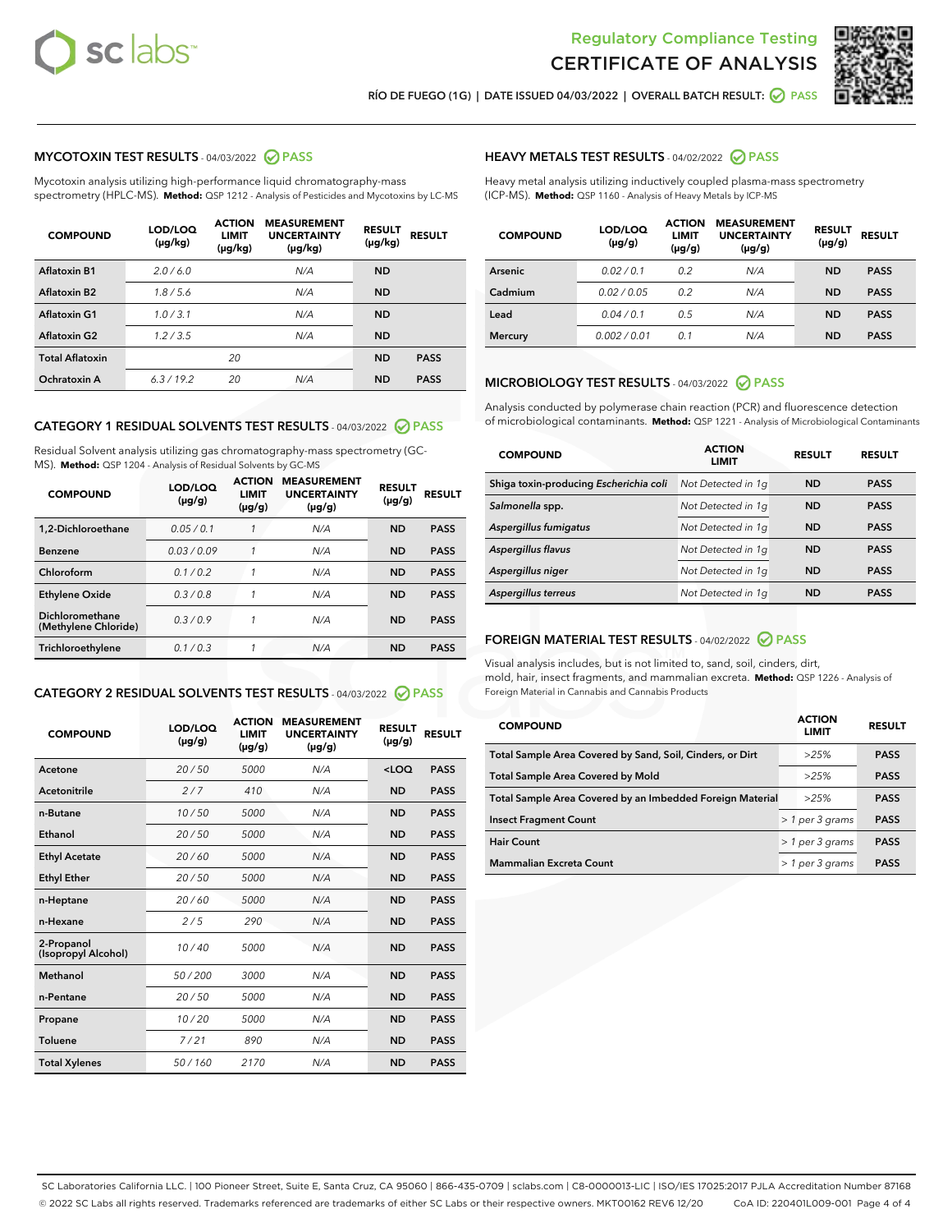Regulatory Compliance Testing

# CERTIFICATE OF ANALYSIS

RÍO DE FUEGO (1G) | DATE ISSUED 04/03/2022 | OVERALL BATCH RESULT: PASS

## MYCOTOXIN TEST RESULTS - 04/03/2022 PASS

Mycotoxin analysis utilizing high-performance liquid chromatography-mass spectrometry (HPLC-MS). **Method:** QSP 1212 - Analysis of Pesticides and Mycotoxins by LC-MS

| COMPOUND | LOD/LOQ (µg/kg) | ACTION LIMIT (µg/kg) | MEASUREMENT UNCERTAINTY (µg/kg) | RESULT (µg/kg) | RESULT |
|---|---|---|---|---|---|
| Aflatoxin B1 | 2.0 / 6.0 | | N/A | ND | |
| Aflatoxin B2 | 1.8 / 5.6 | | N/A | ND | |
| Aflatoxin G1 | 1.0 / 3.1 | | N/A | ND | |
| Aflatoxin G2 | 1.2 / 3.5 | | N/A | ND | |
| Total Aflatoxin | | 20 | | ND | PASS |
| Ochratoxin A | 6.3 / 19.2 | 20 | N/A | ND | PASS |

## CATEGORY 1 RESIDUAL SOLVENTS TEST RESULTS - 04/03/2022 PASS

Residual Solvent analysis utilizing gas chromatography-mass spectrometry (GC-MS). **Method:** QSP 1204 - Analysis of Residual Solvents by GC-MS

| COMPOUND | LOD/LOQ (µg/g) | ACTION LIMIT (µg/g) | MEASUREMENT UNCERTAINTY (µg/g) | RESULT (µg/g) | RESULT |
|---|---|---|---|---|---|
| 1,2-Dichloroethane | 0.05 / 0.1 | 1 | N/A | ND | PASS |
| Benzene | 0.03 / 0.09 | 1 | N/A | ND | PASS |
| Chloroform | 0.1 / 0.2 | 1 | N/A | ND | PASS |
| Ethylene Oxide | 0.3 / 0.8 | 1 | N/A | ND | PASS |
| Dichloromethane (Methylene Chloride) | 0.3 / 0.9 | 1 | N/A | ND | PASS |
| Trichloroethylene | 0.1 / 0.3 | 1 | N/A | ND | PASS |

## CATEGORY 2 RESIDUAL SOLVENTS TEST RESULTS - 04/03/2022 PASS

| COMPOUND | LOD/LOQ (µg/g) | ACTION LIMIT (µg/g) | MEASUREMENT UNCERTAINTY (µg/g) | RESULT (µg/g) | RESULT |
|---|---|---|---|---|---|
| Acetone | 20 / 50 | 5000 | N/A | <LOQ | PASS |
| Acetonitrile | 2 / 7 | 410 | N/A | ND | PASS |
| n-Butane | 10 / 50 | 5000 | N/A | ND | PASS |
| Ethanol | 20 / 50 | 5000 | N/A | ND | PASS |
| Ethyl Acetate | 20 / 60 | 5000 | N/A | ND | PASS |
| Ethyl Ether | 20 / 50 | 5000 | N/A | ND | PASS |
| n-Heptane | 20 / 60 | 5000 | N/A | ND | PASS |
| n-Hexane | 2 / 5 | 290 | N/A | ND | PASS |
| 2-Propanol (Isopropyl Alcohol) | 10 / 40 | 5000 | N/A | ND | PASS |
| Methanol | 50 / 200 | 3000 | N/A | ND | PASS |
| n-Pentane | 20 / 50 | 5000 | N/A | ND | PASS |
| Propane | 10 / 20 | 5000 | N/A | ND | PASS |
| Toluene | 7 / 21 | 890 | N/A | ND | PASS |
| Total Xylenes | 50 / 160 | 2170 | N/A | ND | PASS |

## HEAVY METALS TEST RESULTS - 04/02/2022 PASS

Heavy metal analysis utilizing inductively coupled plasma-mass spectrometry (ICP-MS). **Method:** QSP 1160 - Analysis of Heavy Metals by ICP-MS

| COMPOUND | LOD/LOQ (µg/g) | ACTION LIMIT (µg/g) | MEASUREMENT UNCERTAINTY (µg/g) | RESULT (µg/g) | RESULT |
|---|---|---|---|---|---|
| Arsenic | 0.02 / 0.1 | 0.2 | N/A | ND | PASS |
| Cadmium | 0.02 / 0.05 | 0.2 | N/A | ND | PASS |
| Lead | 0.04 / 0.1 | 0.5 | N/A | ND | PASS |
| Mercury | 0.002 / 0.01 | 0.1 | N/A | ND | PASS |

## MICROBIOLOGY TEST RESULTS - 04/03/2022 PASS

Analysis conducted by polymerase chain reaction (PCR) and fluorescence detection of microbiological contaminants. **Method:** QSP 1221 - Analysis of Microbiological Contaminants

| COMPOUND | ACTION LIMIT | RESULT | RESULT |
|---|---|---|---|
| Shiga toxin-producing *Escherichia coli* | Not Detected in 1g | ND | PASS |
| *Salmonella* spp. | Not Detected in 1g | ND | PASS |
| *Aspergillus fumigatus* | Not Detected in 1g | ND | PASS |
| *Aspergillus flavus* | Not Detected in 1g | ND | PASS |
| *Aspergillus niger* | Not Detected in 1g | ND | PASS |
| *Aspergillus terreus* | Not Detected in 1g | ND | PASS |

## FOREIGN MATERIAL TEST RESULTS - 04/02/2022 PASS

Visual analysis includes, but is not limited to, sand, soil, cinders, dirt, mold, hair, insect fragments, and mammalian excreta. **Method:** QSP 1226 - Analysis of Foreign Material in Cannabis and Cannabis Products

| COMPOUND | ACTION LIMIT | RESULT |
|---|---|---|
| Total Sample Area Covered by Sand, Soil, Cinders, or Dirt | >25% | PASS |
| Total Sample Area Covered by Mold | >25% | PASS |
| Total Sample Area Covered by an Imbedded Foreign Material | >25% | PASS |
| Insect Fragment Count | > 1 per 3 grams | PASS |
| Hair Count | > 1 per 3 grams | PASS |
| Mammalian Excreta Count | > 1 per 3 grams | PASS |

SC Laboratories California LLC. | 100 Pioneer Street, Suite E, Santa Cruz, CA 95060 | 866-435-0709 | sclabs.com | C8-0000013-LIC | ISO/IES 17025:2017 PJLA Accreditation Number 87168
© 2022 SC Labs all rights reserved. Trademarks referenced are trademarks of either SC Labs or their respective owners. MKT00162 REV6 12/20 CoA ID: 220401L009-001